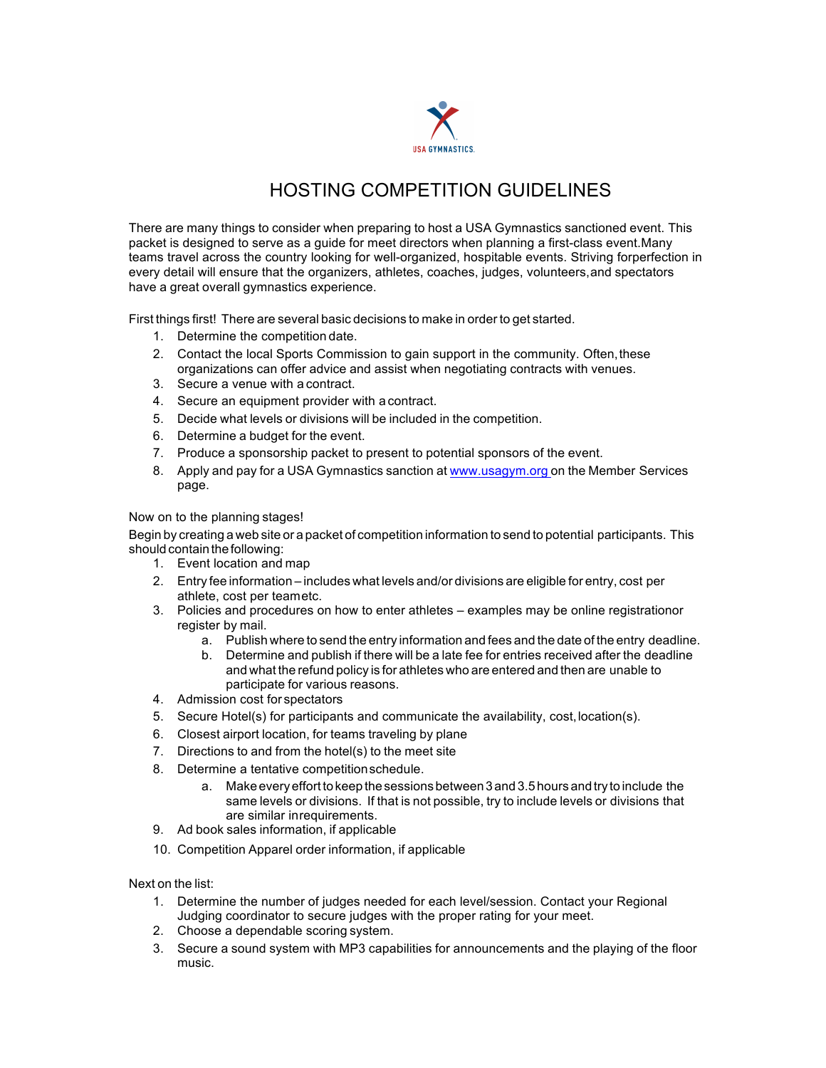USA GYMNASTICS

# HOSTING COMPETITION GUIDELINES

There are many things to consider when preparing to host a USA Gymnastics sanctioned event. This packet is designed to serve as a guide for meet directors when planning a first-class event. Many teams travel across the country looking for well-organized, hospitable events. Striving for perfection in every detail will ensure that the organizers, athletes, coaches, judges, volunteers, and spectators have a great overall gymnastics experience.

First things first! There are several basic decisions to make in order to get started.

1. Determine the competition date.
2. Contact the local Sports Commission to gain support in the community. Often, these organizations can offer advice and assist when negotiating contracts with venues.
3. Secure a venue with a contract.
4. Secure an equipment provider with a contract.
5. Decide what levels or divisions will be included in the competition.
6. Determine a budget for the event.
7. Produce a sponsorship packet to present to potential sponsors of the event.
8. Apply and pay for a USA Gymnastics sanction at [www.usagym.org](http://www.usagym.org) on the Member Services page.

Now on to the planning stages!

Begin by creating a web site or a packet of competition information to send to potential participants. This should contain the following:

1. Event location and map
2. Entry fee information – includes what levels and/or divisions are eligible for entry, cost per athlete, cost per team etc.
3. Policies and procedures on how to enter athletes – examples may be online registration or register by mail.
   a. Publish where to send the entry information and fees and the date of the entry deadline.
   b. Determine and publish if there will be a late fee for entries received after the deadline and what the refund policy is for athletes who are entered and then are unable to participate for various reasons.
4. Admission cost for spectators
5. Secure Hotel(s) for participants and communicate the availability, cost, location(s).
6. Closest airport location, for teams traveling by plane
7. Directions to and from the hotel(s) to the meet site
8. Determine a tentative competition schedule.
   a. Make every effort to keep the sessions between 3 and 3.5 hours and try to include the same levels or divisions. If that is not possible, try to include levels or divisions that are similar in requirements.
9. Ad book sales information, if applicable
10. Competition Apparel order information, if applicable

Next on the list:

1. Determine the number of judges needed for each level/session. Contact your Regional Judging coordinator to secure judges with the proper rating for your meet.
2. Choose a dependable scoring system.
3. Secure a sound system with MP3 capabilities for announcements and the playing of the floor music.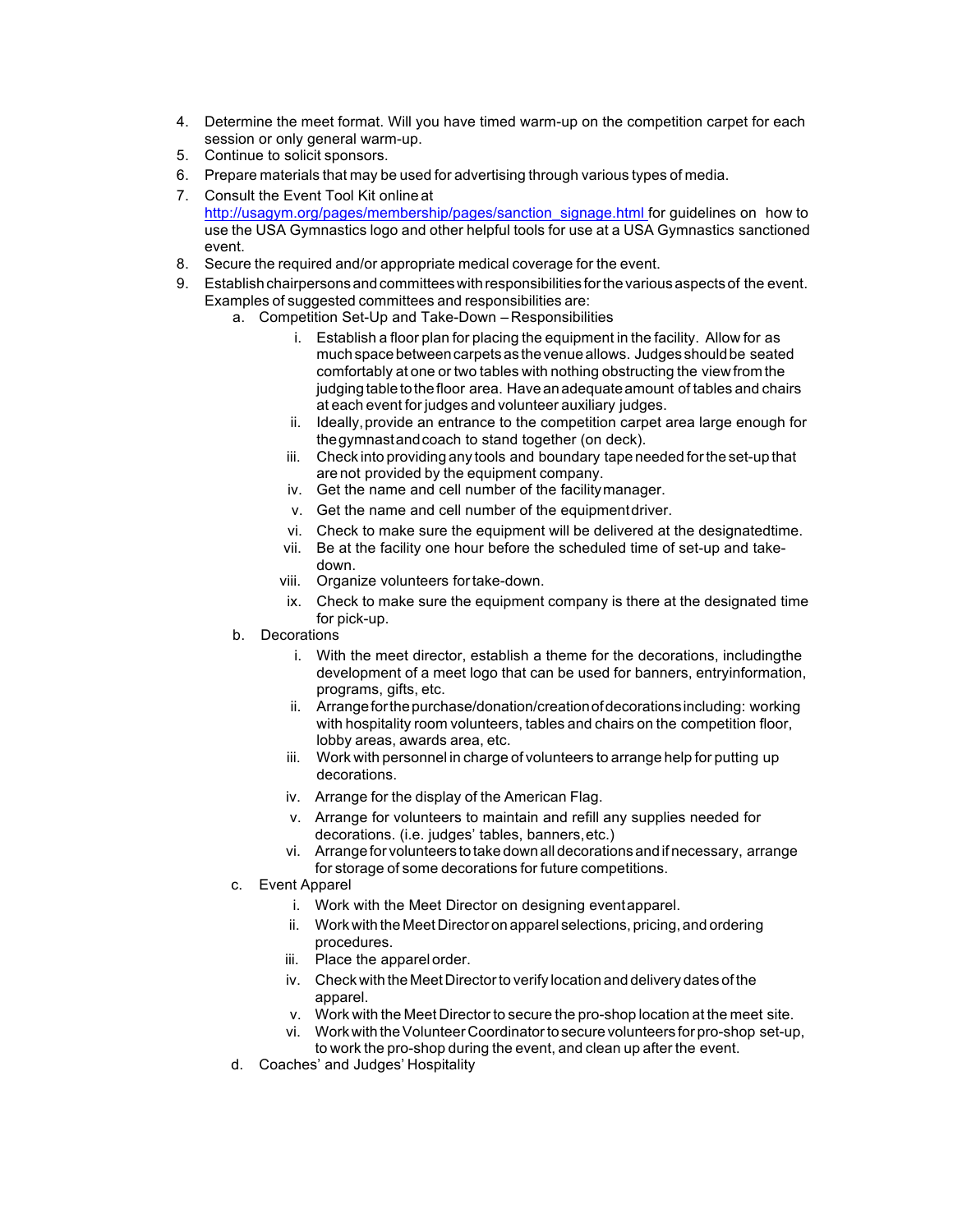4. Determine the meet format. Will you have timed warm-up on the competition carpet for each session or only general warm-up.
5. Continue to solicit sponsors.
6. Prepare materials that may be used for advertising through various types of media.
7. Consult the Event Tool Kit online at http://usagym.org/pages/membership/pages/sanction_signage.html for guidelines on how to use the USA Gymnastics logo and other helpful tools for use at a USA Gymnastics sanctioned event.
8. Secure the required and/or appropriate medical coverage for the event.
9. Establish chairpersons and committees with responsibilities for the various aspects of the event. Examples of suggested committees and responsibilities are:
   a. Competition Set-Up and Take-Down – Responsibilities
      i. Establish a floor plan for placing the equipment in the facility. Allow for as much space between carpets as the venue allows. Judges should be seated comfortably at one or two tables with nothing obstructing the view from the judging table to the floor area. Have an adequate amount of tables and chairs at each event for judges and volunteer auxiliary judges.
      ii. Ideally, provide an entrance to the competition carpet area large enough for the gymnast and coach to stand together (on deck).
      iii. Check into providing any tools and boundary tape needed for the set-up that are not provided by the equipment company.
      iv. Get the name and cell number of the facility manager.
      v. Get the name and cell number of the equipment driver.
      vi. Check to make sure the equipment will be delivered at the designated time.
      vii. Be at the facility one hour before the scheduled time of set-up and take-down.
      viii. Organize volunteers for take-down.
      ix. Check to make sure the equipment company is there at the designated time for pick-up.
   b. Decorations
      i. With the meet director, establish a theme for the decorations, including the development of a meet logo that can be used for banners, entry information, programs, gifts, etc.
      ii. Arrange for the purchase/donation/creation of decorations including: working with hospitality room volunteers, tables and chairs on the competition floor, lobby areas, awards area, etc.
      iii. Work with personnel in charge of volunteers to arrange help for putting up decorations.
      iv. Arrange for the display of the American Flag.
      v. Arrange for volunteers to maintain and refill any supplies needed for decorations. (i.e. judges' tables, banners, etc.)
      vi. Arrange for volunteers to take down all decorations and if necessary, arrange for storage of some decorations for future competitions.
   c. Event Apparel
      i. Work with the Meet Director on designing event apparel.
      ii. Work with the Meet Director on apparel selections, pricing, and ordering procedures.
      iii. Place the apparel order.
      iv. Check with the Meet Director to verify location and delivery dates of the apparel.
      v. Work with the Meet Director to secure the pro-shop location at the meet site.
      vi. Work with the Volunteer Coordinator to secure volunteers for pro-shop set-up, to work the pro-shop during the event, and clean up after the event.
   d. Coaches' and Judges' Hospitality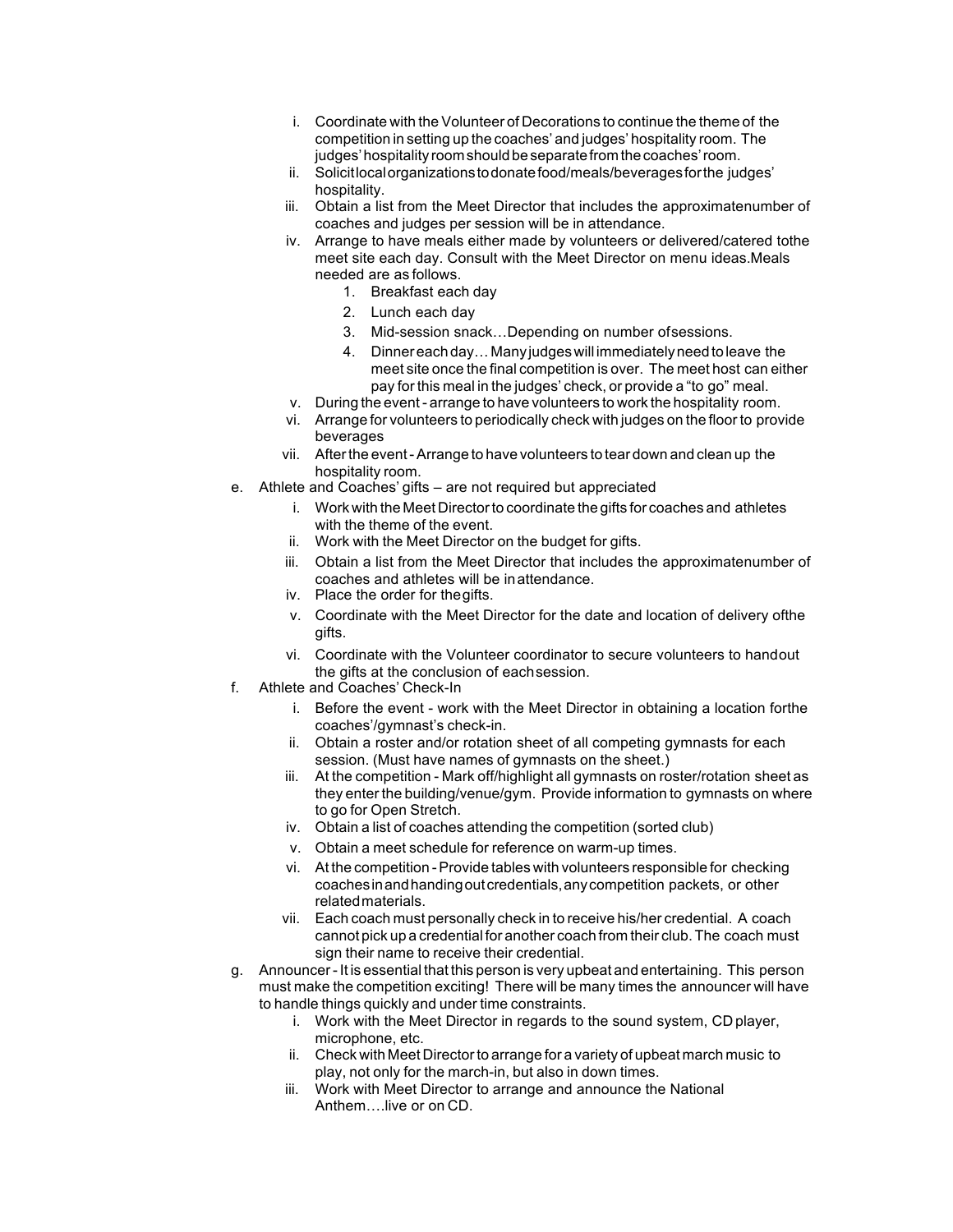i. Coordinate with the Volunteer of Decorations to continue the theme of the competition in setting up the coaches' and judges' hospitality room. The judges' hospitality room should be separate from the coaches' room.
   ii. Solicit local organizations to donate food/meals/beverages for the judges' hospitality.
   iii. Obtain a list from the Meet Director that includes the approximate number of coaches and judges per session will be in attendance.
   iv. Arrange to have meals either made by volunteers or delivered/catered to the meet site each day. Consult with the Meet Director on menu ideas. Meals needed are as follows.
      1. Breakfast each day
      2. Lunch each day
      3. Mid-session snack…Depending on number of sessions.
      4. Dinner each day… Many judges will immediately need to leave the meet site once the final competition is over. The meet host can either pay for this meal in the judges' check, or provide a "to go" meal.
   v. During the event - arrange to have volunteers to work the hospitality room.
   vi. Arrange for volunteers to periodically check with judges on the floor to provide beverages
   vii. After the event - Arrange to have volunteers to tear down and clean up the hospitality room.

e. Athlete and Coaches' gifts – are not required but appreciated
   i. Work with the Meet Director to coordinate the gifts for coaches and athletes with the theme of the event.
   ii. Work with the Meet Director on the budget for gifts.
   iii. Obtain a list from the Meet Director that includes the approximate number of coaches and athletes will be in attendance.
   iv. Place the order for the gifts.
   v. Coordinate with the Meet Director for the date and location of delivery of the gifts.
   vi. Coordinate with the Volunteer coordinator to secure volunteers to hand out the gifts at the conclusion of each session.

f. Athlete and Coaches' Check-In
   i. Before the event - work with the Meet Director in obtaining a location for the coaches'/gymnast's check-in.
   ii. Obtain a roster and/or rotation sheet of all competing gymnasts for each session. (Must have names of gymnasts on the sheet.)
   iii. At the competition - Mark off/highlight all gymnasts on roster/rotation sheet as they enter the building/venue/gym. Provide information to gymnasts on where to go for Open Stretch.
   iv. Obtain a list of coaches attending the competition (sorted club)
   v. Obtain a meet schedule for reference on warm-up times.
   vi. At the competition - Provide tables with volunteers responsible for checking coaches in and handing out credentials, any competition packets, or other related materials.
   vii. Each coach must personally check in to receive his/her credential. A coach cannot pick up a credential for another coach from their club. The coach must sign their name to receive their credential.

g. Announcer - It is essential that this person is very upbeat and entertaining. This person must make the competition exciting! There will be many times the announcer will have to handle things quickly and under time constraints.
   i. Work with the Meet Director in regards to the sound system, CD player, microphone, etc.
   ii. Check with Meet Director to arrange for a variety of upbeat march music to play, not only for the march-in, but also in down times.
   iii. Work with Meet Director to arrange and announce the National Anthem….live or on CD.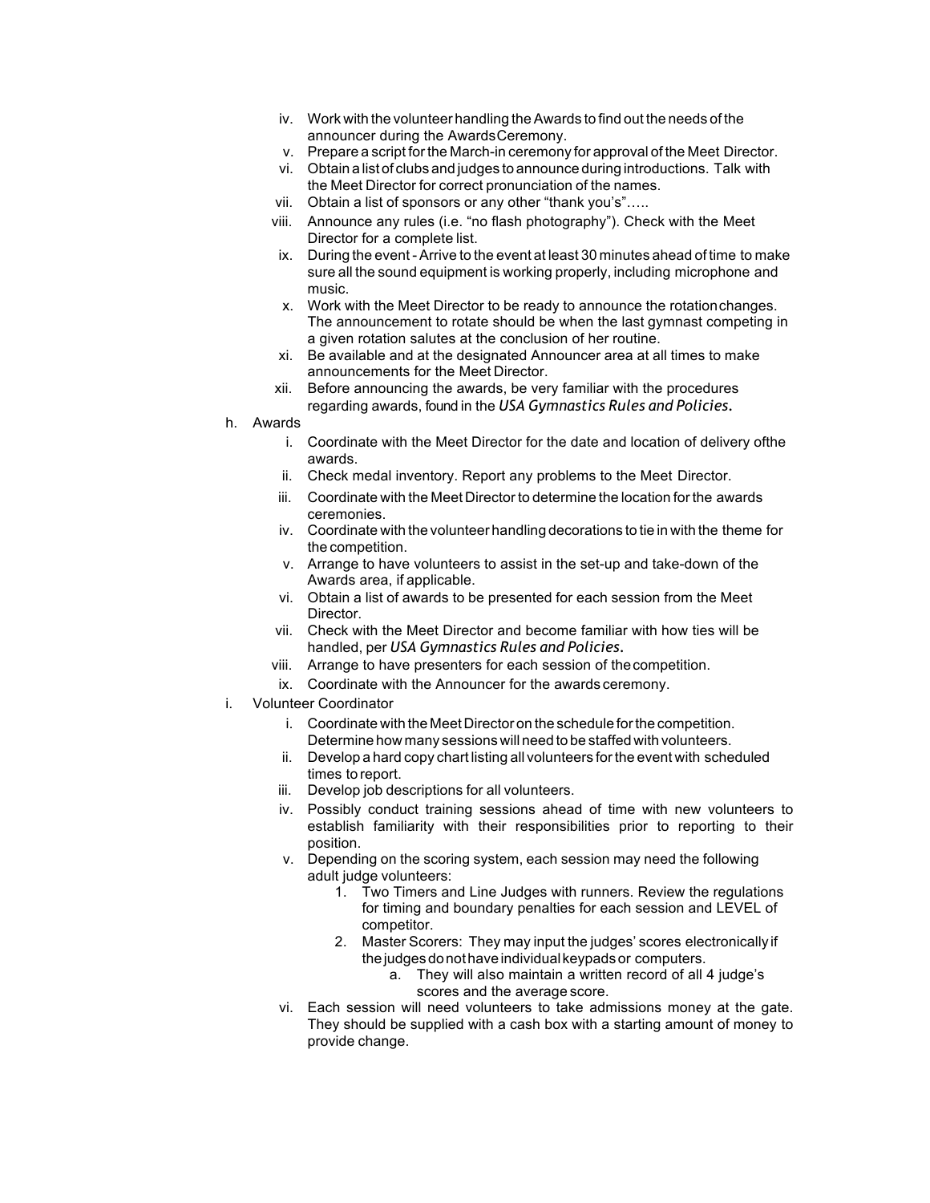- iv. Work with the volunteer handling the Awards to find out the needs of the announcer during the Awards Ceremony.
- v. Prepare a script for the March-in ceremony for approval of the Meet Director.
- vi. Obtain a list of clubs and judges to announce during introductions. Talk with the Meet Director for correct pronunciation of the names.
- vii. Obtain a list of sponsors or any other "thank you's"…..
- viii. Announce any rules (i.e. "no flash photography"). Check with the Meet Director for a complete list.
- ix. During the event - Arrive to the event at least 30 minutes ahead of time to make sure all the sound equipment is working properly, including microphone and music.
- x. Work with the Meet Director to be ready to announce the rotation changes. The announcement to rotate should be when the last gymnast competing in a given rotation salutes at the conclusion of her routine.
- xi. Be available and at the designated Announcer area at all times to make announcements for the Meet Director.
- xii. Before announcing the awards, be very familiar with the procedures regarding awards, found in the *USA Gymnastics Rules and Policies*.

h. Awards

- i. Coordinate with the Meet Director for the date and location of delivery of the awards.
- ii. Check medal inventory. Report any problems to the Meet Director.
- iii. Coordinate with the Meet Director to determine the location for the awards ceremonies.
- iv. Coordinate with the volunteer handling decorations to tie in with the theme for the competition.
- v. Arrange to have volunteers to assist in the set-up and take-down of the Awards area, if applicable.
- vi. Obtain a list of awards to be presented for each session from the Meet Director.
- vii. Check with the Meet Director and become familiar with how ties will be handled, per *USA Gymnastics Rules and Policies*.
- viii. Arrange to have presenters for each session of the competition.
- ix. Coordinate with the Announcer for the awards ceremony.

i. Volunteer Coordinator

- i. Coordinate with the Meet Director on the schedule for the competition. Determine how many sessions will need to be staffed with volunteers.
- ii. Develop a hard copy chart listing all volunteers for the event with scheduled times to report.
- iii. Develop job descriptions for all volunteers.
- iv. Possibly conduct training sessions ahead of time with new volunteers to establish familiarity with their responsibilities prior to reporting to their position.
- v. Depending on the scoring system, each session may need the following adult judge volunteers:
  1. Two Timers and Line Judges with runners. Review the regulations for timing and boundary penalties for each session and LEVEL of competitor.
  2. Master Scorers: They may input the judges' scores electronically if the judges do not have individual keypads or computers.
     a. They will also maintain a written record of all 4 judge's scores and the average score.
- vi. Each session will need volunteers to take admissions money at the gate. They should be supplied with a cash box with a starting amount of money to provide change.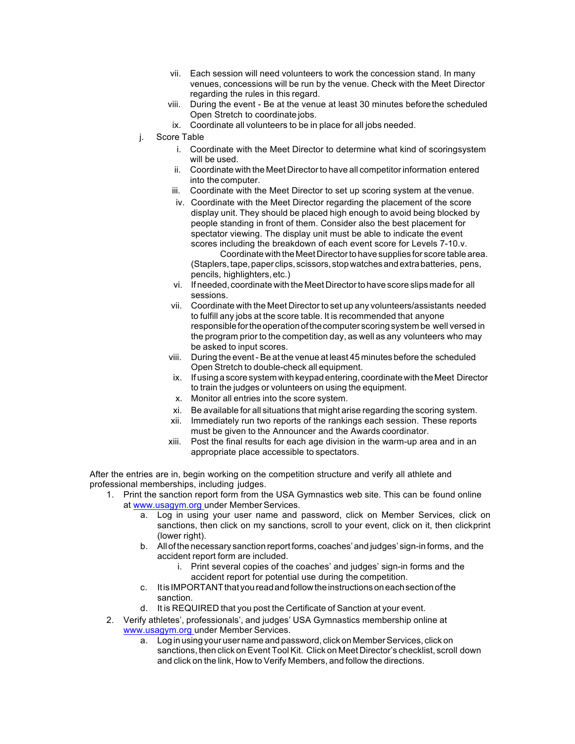vii. Each session will need volunteers to work the concession stand. In many venues, concessions will be run by the venue. Check with the Meet Director regarding the rules in this regard.

viii. During the event - Be at the venue at least 30 minutes before the scheduled Open Stretch to coordinate jobs.

ix. Coordinate all volunteers to be in place for all jobs needed.

j. Score Table

i. Coordinate with the Meet Director to determine what kind of scoring system will be used.

ii. Coordinate with the Meet Director to have all competitor information entered into the computer.

iii. Coordinate with the Meet Director to set up scoring system at the venue.

iv. Coordinate with the Meet Director regarding the placement of the score display unit. They should be placed high enough to avoid being blocked by people standing in front of them. Consider also the best placement for spectator viewing. The display unit must be able to indicate the event scores including the breakdown of each event score for Levels 7-10.v. Coordinate with the Meet Director to have supplies for score table area. (Staplers, tape, paper clips, scissors, stop watches and extra batteries, pens, pencils, highlighters, etc.)

vi. If needed, coordinate with the Meet Director to have score slips made for all sessions.

vii. Coordinate with the Meet Director to set up any volunteers/assistants needed to fulfill any jobs at the score table. It is recommended that anyone responsible for the operation of the computer scoring system be well versed in the program prior to the competition day, as well as any volunteers who may be asked to input scores.

viii. During the event - Be at the venue at least 45 minutes before the scheduled Open Stretch to double-check all equipment.

ix. If using a score system with keypad entering, coordinate with the Meet Director to train the judges or volunteers on using the equipment.

x. Monitor all entries into the score system.

xi. Be available for all situations that might arise regarding the scoring system.

xii. Immediately run two reports of the rankings each session. These reports must be given to the Announcer and the Awards coordinator.

xiii. Post the final results for each age division in the warm-up area and in an appropriate place accessible to spectators.

After the entries are in, begin working on the competition structure and verify all athlete and professional memberships, including judges.

1. Print the sanction report form from the USA Gymnastics web site. This can be found online at www.usagym.org under Member Services.
   a. Log in using your user name and password, click on Member Services, click on sanctions, then click on my sanctions, scroll to your event, click on it, then click print (lower right).
   b. All of the necessary sanction report forms, coaches' and judges' sign-in forms, and the accident report form are included.
      i. Print several copies of the coaches' and judges' sign-in forms and the accident report for potential use during the competition.
   c. It is IMPORTANT that you read and follow the instructions on each section of the sanction.
   d. It is REQUIRED that you post the Certificate of Sanction at your event.
2. Verify athletes', professionals', and judges' USA Gymnastics membership online at www.usagym.org under Member Services.
   a. Log in using your user name and password, click on Member Services, click on sanctions, then click on Event Tool Kit. Click on Meet Director's checklist, scroll down and click on the link, How to Verify Members, and follow the directions.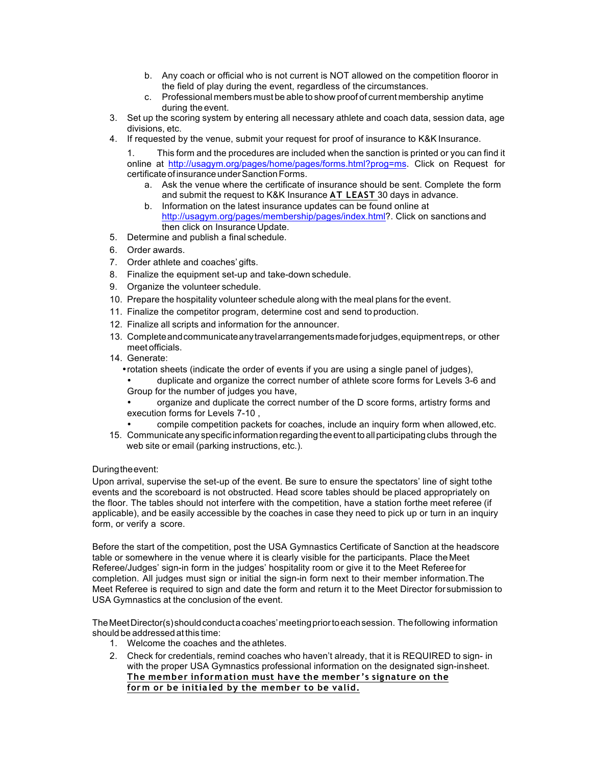b. Any coach or official who is not current is NOT allowed on the competition floor or in the field of play during the event, regardless of the circumstances.
   c. Professional members must be able to show proof of current membership anytime during the event.
3. Set up the scoring system by entering all necessary athlete and coach data, session data, age divisions, etc.
4. If requested by the venue, submit your request for proof of insurance to K&K Insurance.

   1. This form and the procedures are included when the sanction is printed or you can find it online at http://usagym.org/pages/home/pages/forms.html?prog=ms. Click on Request for certificate of insurance under Sanction Forms.
      a. Ask the venue where the certificate of insurance should be sent. Complete the form and submit the request to K&K Insurance **AT LEAST** 30 days in advance.
      b. Information on the latest insurance updates can be found online at http://usagym.org/pages/membership/pages/index.html?. Click on sanctions and then click on Insurance Update.
5. Determine and publish a final schedule.
6. Order awards.
7. Order athlete and coaches' gifts.
8. Finalize the equipment set-up and take-down schedule.
9. Organize the volunteer schedule.
10. Prepare the hospitality volunteer schedule along with the meal plans for the event.
11. Finalize the competitor program, determine cost and send to production.
12. Finalize all scripts and information for the announcer.
13. Complete and communicate any travel arrangements made for judges, equipment reps, or other meet officials.
14. Generate:
    - rotation sheets (indicate the order of events if you are using a single panel of judges),
    - duplicate and organize the correct number of athlete score forms for Levels 3-6 and Group for the number of judges you have,
    - organize and duplicate the correct number of the D score forms, artistry forms and execution forms for Levels 7-10 ,
    - compile competition packets for coaches, include an inquiry form when allowed, etc.
15. Communicate any specific information regarding the event to all participating clubs through the web site or email (parking instructions, etc.).

During the event:

Upon arrival, supervise the set-up of the event. Be sure to ensure the spectators' line of sight to the events and the scoreboard is not obstructed. Head score tables should be placed appropriately on the floor. The tables should not interfere with the competition, have a station for the meet referee (if applicable), and be easily accessible by the coaches in case they need to pick up or turn in an inquiry form, or verify a score.

Before the start of the competition, post the USA Gymnastics Certificate of Sanction at the head score table or somewhere in the venue where it is clearly visible for the participants. Place the Meet Referee/Judges' sign-in form in the judges' hospitality room or give it to the Meet Referee for completion. All judges must sign or initial the sign-in form next to their member information. The Meet Referee is required to sign and date the form and return it to the Meet Director for submission to USA Gymnastics at the conclusion of the event.

The Meet Director(s) should conduct a coaches' meeting prior to each session. The following information should be addressed at this time:

1. Welcome the coaches and the athletes.
2. Check for credentials, remind coaches who haven't already, that it is REQUIRED to sign-in with the proper USA Gymnastics professional information on the designated sign-in sheet. **The member information must have the member's signature on the form or be initialed by the member to be valid.**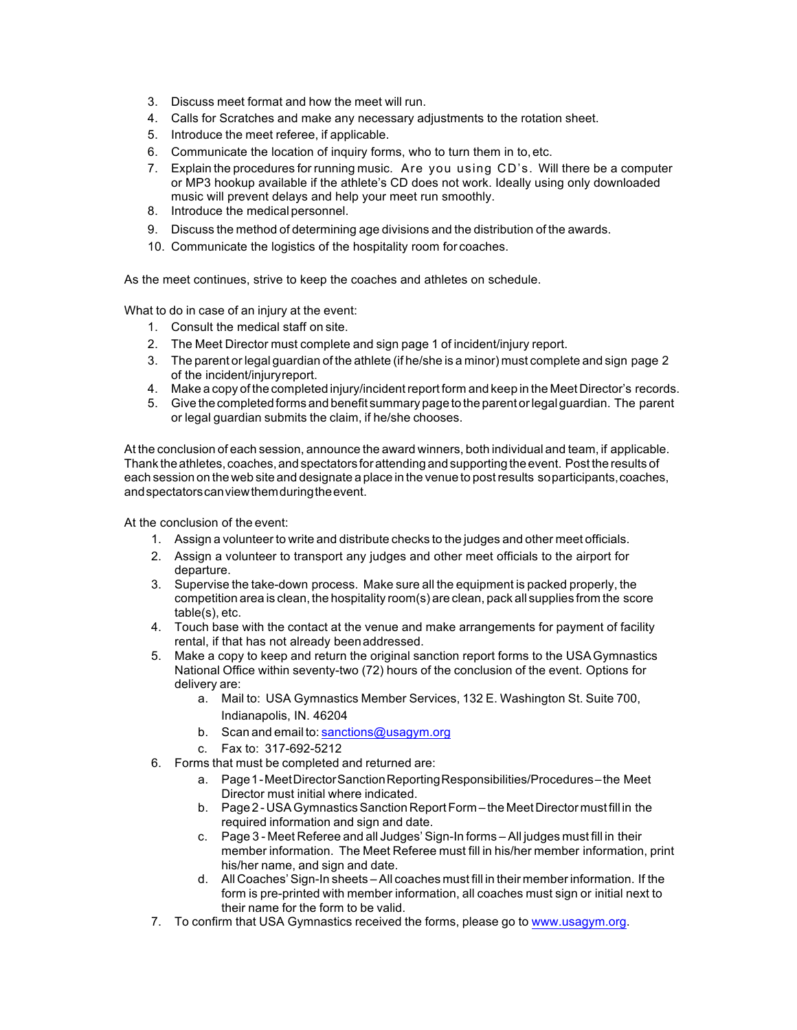3. Discuss meet format and how the meet will run.
4. Calls for Scratches and make any necessary adjustments to the rotation sheet.
5. Introduce the meet referee, if applicable.
6. Communicate the location of inquiry forms, who to turn them in to, etc.
7. Explain the procedures for running music. Are you using CD's. Will there be a computer or MP3 hookup available if the athlete's CD does not work. Ideally using only downloaded music will prevent delays and help your meet run smoothly.
8. Introduce the medical personnel.
9. Discuss the method of determining age divisions and the distribution of the awards.
10. Communicate the logistics of the hospitality room for coaches.

As the meet continues, strive to keep the coaches and athletes on schedule.

What to do in case of an injury at the event:

1. Consult the medical staff on site.
2. The Meet Director must complete and sign page 1 of incident/injury report.
3. The parent or legal guardian of the athlete (if he/she is a minor) must complete and sign page 2 of the incident/injury report.
4. Make a copy of the completed injury/incident report form and keep in the Meet Director's records.
5. Give the completed forms and benefit summary page to the parent or legal guardian. The parent or legal guardian submits the claim, if he/she chooses.

At the conclusion of each session, announce the award winners, both individual and team, if applicable. Thank the athletes, coaches, and spectators for attending and supporting the event. Post the results of each session on the web site and designate a place in the venue to post results so participants, coaches, and spectators can view them during the event.

At the conclusion of the event:

1. Assign a volunteer to write and distribute checks to the judges and other meet officials.
2. Assign a volunteer to transport any judges and other meet officials to the airport for departure.
3. Supervise the take-down process. Make sure all the equipment is packed properly, the competition area is clean, the hospitality room(s) are clean, pack all supplies from the score table(s), etc.
4. Touch base with the contact at the venue and make arrangements for payment of facility rental, if that has not already been addressed.
5. Make a copy to keep and return the original sanction report forms to the USA Gymnastics National Office within seventy-two (72) hours of the conclusion of the event. Options for delivery are:
   a. Mail to: USA Gymnastics Member Services, 132 E. Washington St. Suite 700, Indianapolis, IN. 46204
   b. Scan and email to: sanctions@usagym.org
   c. Fax to: 317-692-5212
6. Forms that must be completed and returned are:
   a. Page 1 - Meet Director Sanction Reporting Responsibilities/Procedures – the Meet Director must initial where indicated.
   b. Page 2 - USA Gymnastics Sanction Report Form – the Meet Director must fill in the required information and sign and date.
   c. Page 3 - Meet Referee and all Judges' Sign-In forms – All judges must fill in their member information. The Meet Referee must fill in his/her member information, print his/her name, and sign and date.
   d. All Coaches' Sign-In sheets – All coaches must fill in their member information. If the form is pre-printed with member information, all coaches must sign or initial next to their name for the form to be valid.
7. To confirm that USA Gymnastics received the forms, please go to www.usagym.org.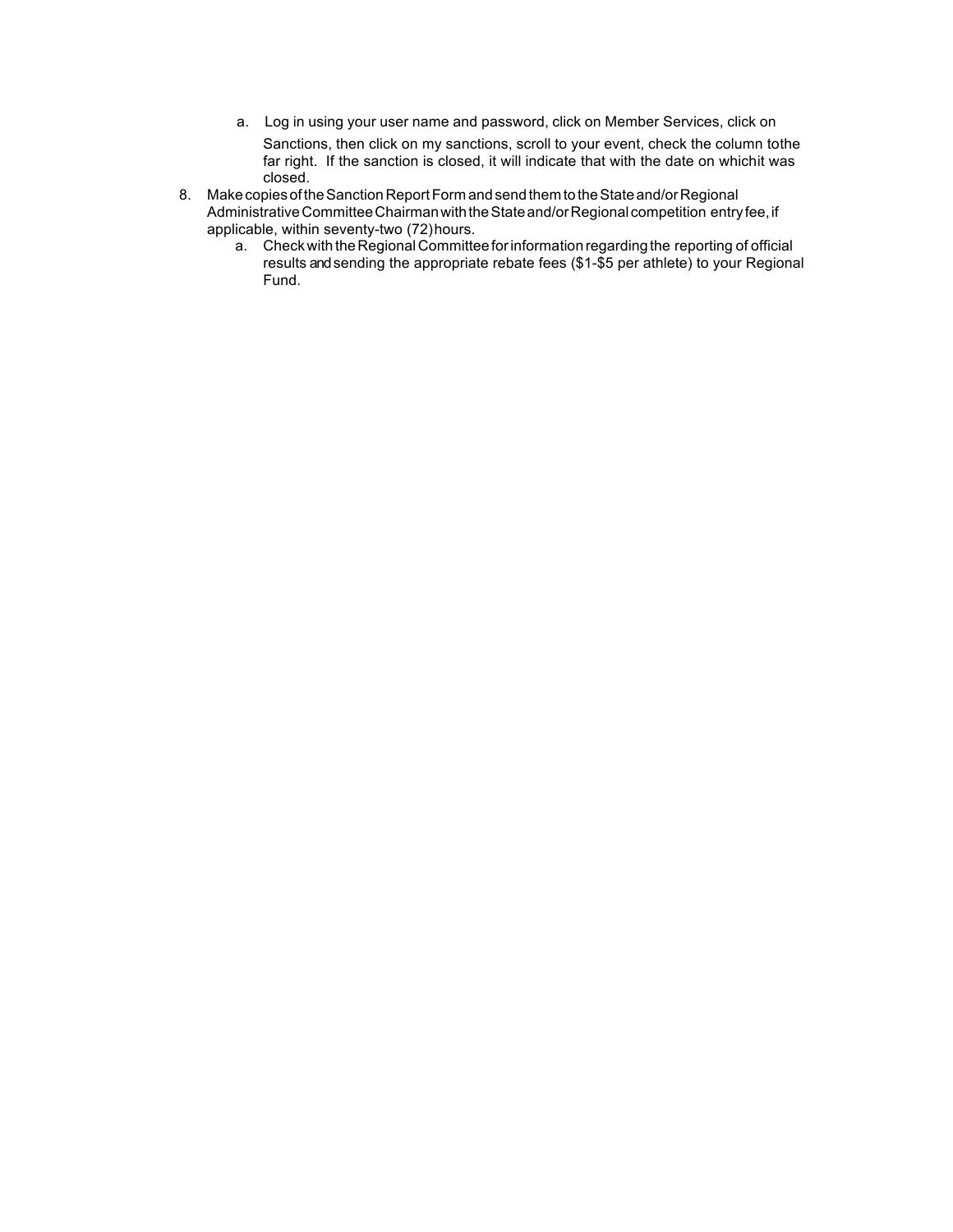a. Log in using your user name and password, click on Member Services, click on Sanctions, then click on my sanctions, scroll to your event, check the column to the far right. If the sanction is closed, it will indicate that with the date on which it was closed.

8. Make copies of the Sanction Report Form and send them to the State and/or Regional Administrative Committee Chairman with the State and/or Regional competition entry fee, if applicable, within seventy-two (72) hours.
   a. Check with the Regional Committee for information regarding the reporting of official results and sending the appropriate rebate fees ($1-$5 per athlete) to your Regional Fund.